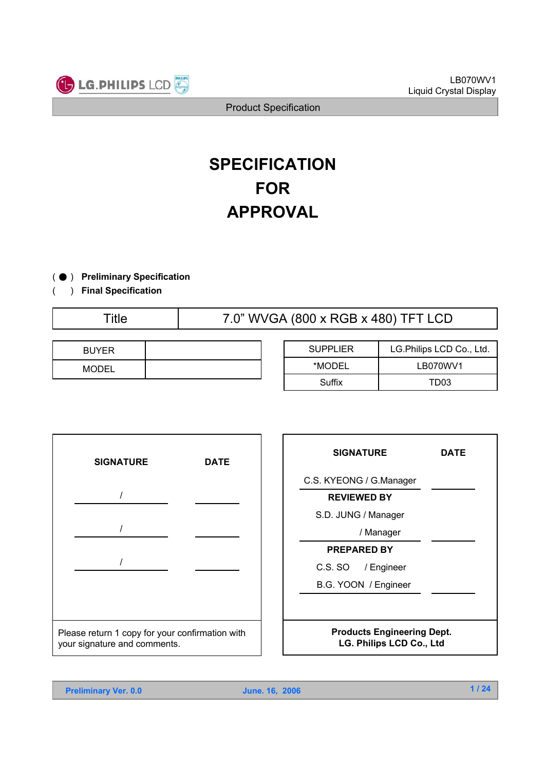# SPECIFICATION FOR APPROVAL

( ● ) **Preliminary Specification**

(   ) **Final Specification**

| Title | 7.0” WVGA (800 x RGB x 480) TFT LCD |
|---|---|

| BUYER | |
|---|---|
| MODEL | |

| SUPPLIER | LG.Philips LCD Co., Ltd. |
|---|---|
| *MODEL | LB070WV1 |
| Suffix | TD03 |

| SIGNATURE | DATE |
|---|---|
| / | |
| / | |
| / | |

Please return 1 copy for your confirmation with your signature and comments.

| SIGNATURE | DATE |
|---|---|
| C.S. KYEONG / G.Manager | |
| **REVIEWED BY** | |
| S.D. JUNG / Manager<br>/ Manager | |
| **PREPARED BY** | |
| C.S. SO / Engineer<br>B.G. YOON / Engineer | |

**Products Engineering Dept.**
**LG. Philips LCD Co., Ltd**

**Preliminary Ver. 0.0** **June. 16, 2006**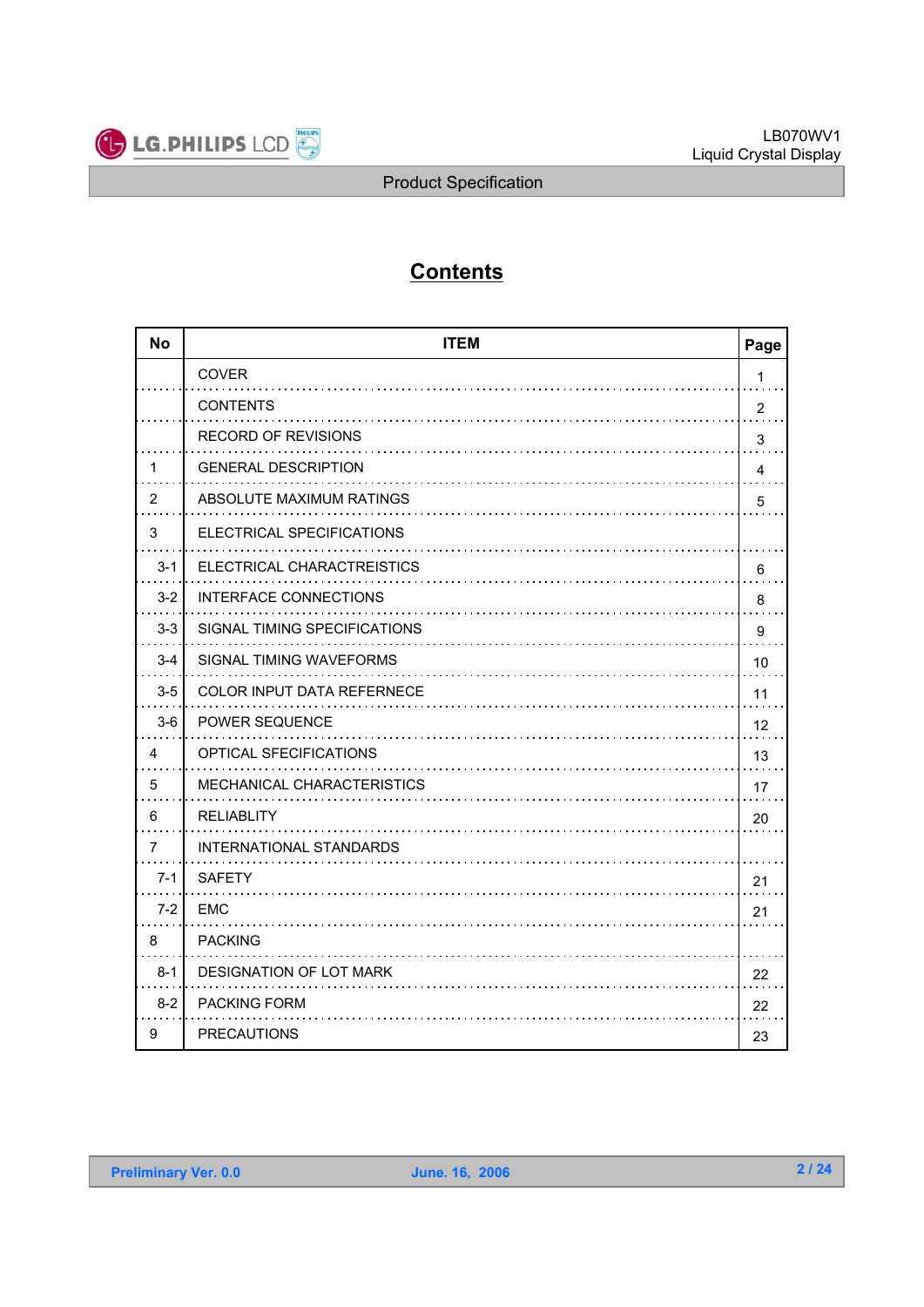# Contents

| No | ITEM | Page |
|---|---|---|
| | COVER | 1 |
| | CONTENTS | 2 |
| | RECORD OF REVISIONS | 3 |
| 1 | GENERAL DESCRIPTION | 4 |
| 2 | ABSOLUTE MAXIMUM RATINGS | 5 |
| 3 | ELECTRICAL SPECIFICATIONS | |
| 3-1 | ELECTRICAL CHARACTREISTICS | 6 |
| 3-2 | INTERFACE CONNECTIONS | 8 |
| 3-3 | SIGNAL TIMING SPECIFICATIONS | 9 |
| 3-4 | SIGNAL TIMING WAVEFORMS | 10 |
| 3-5 | COLOR INPUT DATA REFERNECE | 11 |
| 3-6 | POWER SEQUENCE | 12 |
| 4 | OPTICAL SFECIFICATIONS | 13 |
| 5 | MECHANICAL CHARACTERISTICS | 17 |
| 6 | RELIABLITY | 20 |
| 7 | INTERNATIONAL STANDARDS | |
| 7-1 | SAFETY | 21 |
| 7-2 | EMC | 21 |
| 8 | PACKING | |
| 8-1 | DESIGNATION OF LOT MARK | 22 |
| 8-2 | PACKING FORM | 22 |
| 9 | PRECAUTIONS | 23 |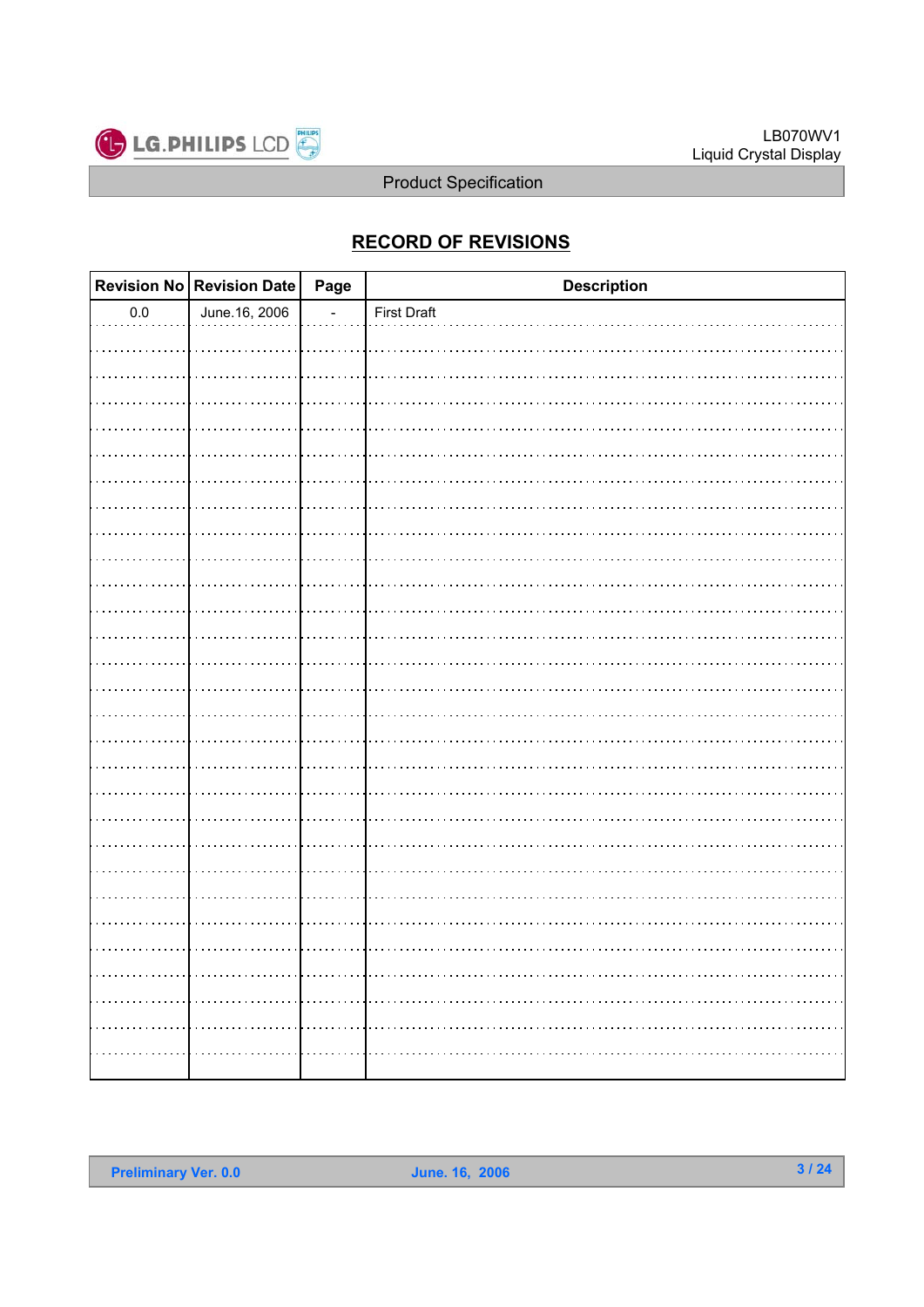## RECORD OF REVISIONS

| Revision No | Revision Date | Page | Description |
|---|---|---|---|
| 0.0 | June.16, 2006 | - | First Draft |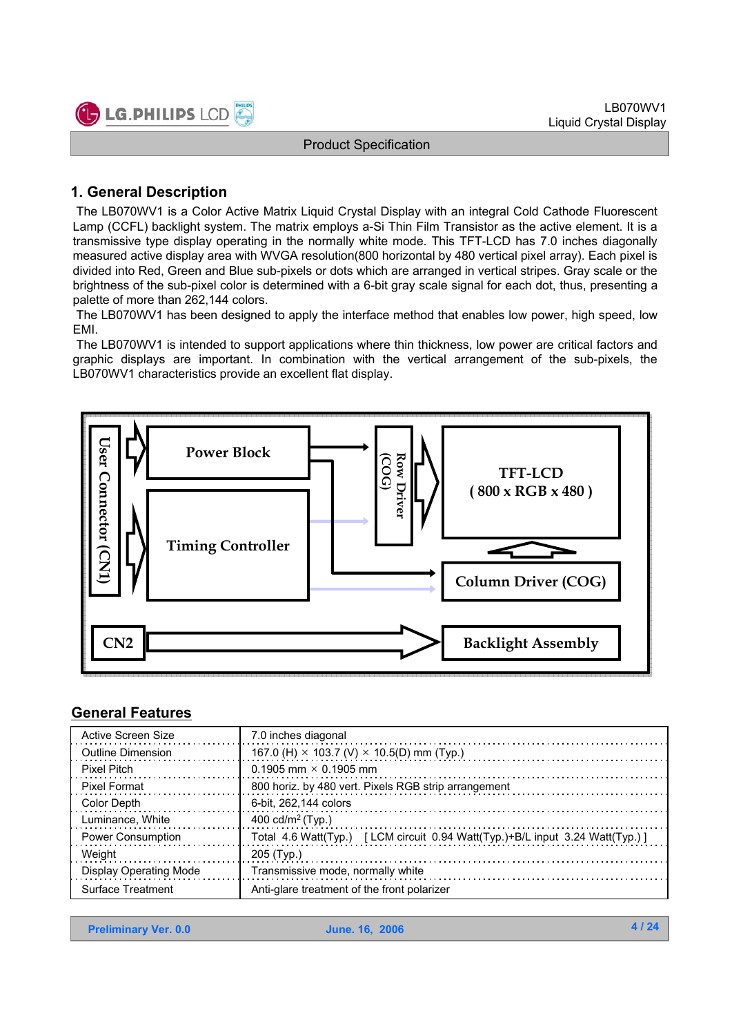## 1. General Description

The LB070WV1 is a Color Active Matrix Liquid Crystal Display with an integral Cold Cathode Fluorescent Lamp (CCFL) backlight system. The matrix employs a-Si Thin Film Transistor as the active element. It is a transmissive type display operating in the normally white mode. This TFT-LCD has 7.0 inches diagonally measured active display area with WVGA resolution(800 horizontal by 480 vertical pixel array). Each pixel is divided into Red, Green and Blue sub-pixels or dots which are arranged in vertical stripes. Gray scale or the brightness of the sub-pixel color is determined with a 6-bit gray scale signal for each dot, thus, presenting a palette of more than 262,144 colors.

The LB070WV1 has been designed to apply the interface method that enables low power, high speed, low EMI.

The LB070WV1 is intended to support applications where thin thickness, low power are critical factors and graphic displays are important. In combination with the vertical arrangement of the sub-pixels, the LB070WV1 characteristics provide an excellent flat display.

User Connector (CN1)

Power Block

Timing Controller

Row Driver (COG)

TFT-LCD ( 800 x RGB x 480 )

Column Driver (COG)

CN2

Backlight Assembly

## General Features

| | |
|---|---|
| Active Screen Size | 7.0 inches diagonal |
| Outline Dimension | 167.0 (H) × 103.7 (V) × 10.5(D) mm (Typ.) |
| Pixel Pitch | 0.1905 mm × 0.1905 mm |
| Pixel Format | 800 horiz. by 480 vert. Pixels RGB strip arrangement |
| Color Depth | 6-bit, 262,144 colors |
| Luminance, White | 400 cd/m$^2$ (Typ.) |
| Power Consumption | Total 4.6 Watt(Typ.) [ LCM circuit 0.94 Watt(Typ.)+B/L input 3.24 Watt(Typ.) ] |
| Weight | 205 (Typ.) |
| Display Operating Mode | Transmissive mode, normally white |
| Surface Treatment | Anti-glare treatment of the front polarizer |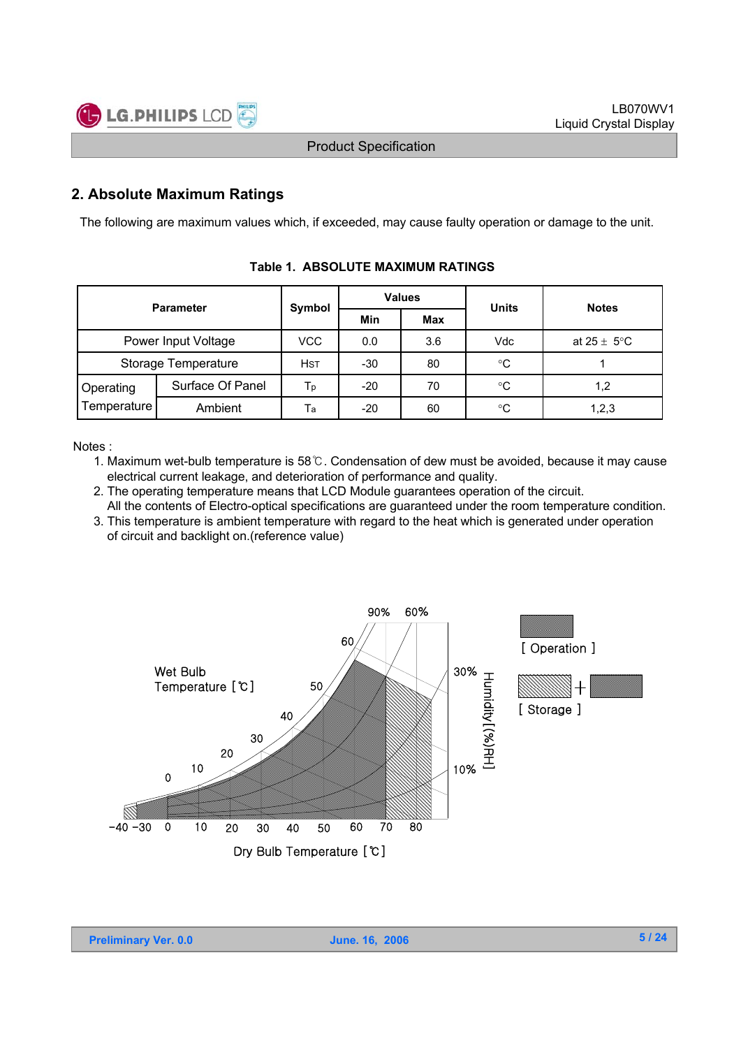## 2. Absolute Maximum Ratings

The following are maximum values which, if exceeded, may cause faulty operation or damage to the unit.

**Table 1. ABSOLUTE MAXIMUM RATINGS**

| Parameter | | Symbol | Values | | Units | Notes |
|---|---|---|---|---|---|---|
| | | | Min | Max | | |
| Power Input Voltage | | VCC | 0.0 | 3.6 | Vdc | at 25 ± 5°C |
| Storage Temperature | | $H_{ST}$ | -30 | 80 | °C | 1 |
| Operating Temperature | Surface Of Panel | $T_p$ | -20 | 70 | °C | 1,2 |
| | Ambient | $T_a$ | -20 | 60 | °C | 1,2,3 |

Notes :

1. Maximum wet-bulb temperature is 58℃. Condensation of dew must be avoided, because it may cause electrical current leakage, and deterioration of performance and quality.
2. The operating temperature means that LCD Module guarantees operation of the circuit. All the contents of Electro-optical specifications are guaranteed under the room temperature condition.
3. This temperature is ambient temperature with regard to the heat which is generated under operation of circuit and backlight on.(reference value)

Wet Bulb Temperature [℃]

Humidity [(%)RH]

Dry Bulb Temperature [℃]

[ Operation ]

[ Storage ]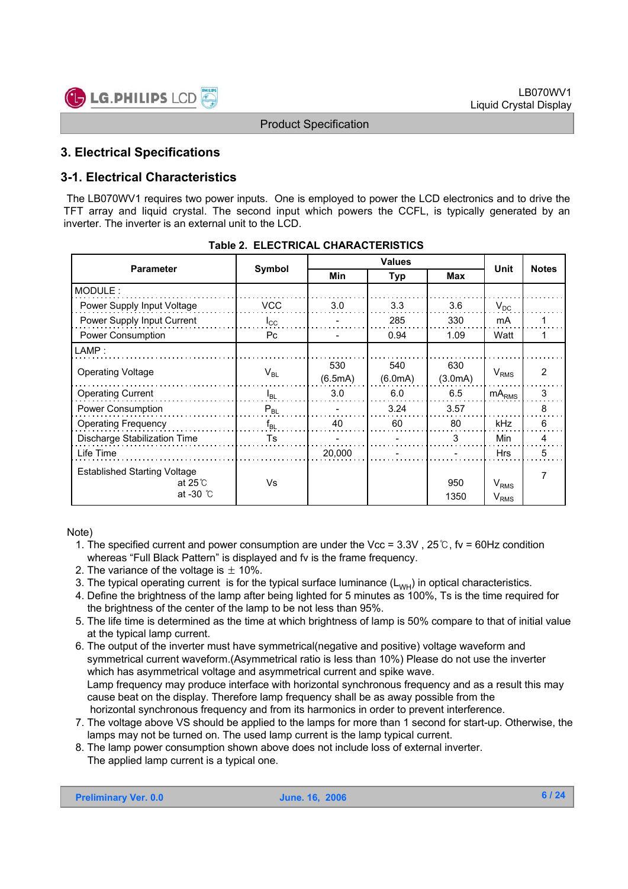## 3. Electrical Specifications

### 3-1. Electrical Characteristics

The LB070WV1 requires two power inputs. One is employed to power the LCD electronics and to drive the TFT array and liquid crystal. The second input which powers the CCFL, is typically generated by an inverter. The inverter is an external unit to the LCD.

**Table 2. ELECTRICAL CHARACTERISTICS**

| Parameter | Symbol | Values | | | Unit | Notes |
|---|---|---|---|---|---|---|
| | | Min | Typ | Max | | |
| MODULE : | | | | | | |
| Power Supply Input Voltage | VCC | 3.0 | 3.3 | 3.6 | $V_{DC}$ | |
| Power Supply Input Current | $I_{CC}$ | - | 285 | 330 | mA | 1 |
| Power Consumption | Pc | - | 0.94 | 1.09 | Watt | 1 |
| LAMP : | | | | | | |
| Operating Voltage | $V_{BL}$ | 530 (6.5mA) | 540 (6.0mA) | 630 (3.0mA) | $V_{RMS}$ | 2 |
| Operating Current | $I_{BL}$ | 3.0 | 6.0 | 6.5 | $mA_{RMS}$ | 3 |
| Power Consumption | $P_{BL}$ | - | 3.24 | 3.57 | | 8 |
| Operating Frequency | $f_{BL}$ | 40 | 60 | 80 | kHz | 6 |
| Discharge Stabilization Time | Ts | - | - | 3 | Min | 4 |
| Life Time | | 20,000 | - | - | Hrs | 5 |
| Established Starting Voltage | Vs | | | | | 7 |
| at 25℃ | | | | 950 | $V_{RMS}$ | |
| at -30 ℃ | | | | 1350 | $V_{RMS}$ | |

Note)

1. The specified current and power consumption are under the Vcc = 3.3V , 25℃, fv = 60Hz condition whereas "Full Black Pattern" is displayed and fv is the frame frequency.
2. The variance of the voltage is ± 10%.
3. The typical operating current is for the typical surface luminance ($L_{WH}$) in optical characteristics.
4. Define the brightness of the lamp after being lighted for 5 minutes as 100%, Ts is the time required for the brightness of the center of the lamp to be not less than 95%.
5. The life time is determined as the time at which brightness of lamp is 50% compare to that of initial value at the typical lamp current.
6. The output of the inverter must have symmetrical(negative and positive) voltage waveform and symmetrical current waveform.(Asymmetrical ratio is less than 10%) Please do not use the inverter which has asymmetrical voltage and asymmetrical current and spike wave.
   Lamp frequency may produce interface with horizontal synchronous frequency and as a result this may cause beat on the display. Therefore lamp frequency shall be as away possible from the horizontal synchronous frequency and from its harmonics in order to prevent interference.
7. The voltage above VS should be applied to the lamps for more than 1 second for start-up. Otherwise, the lamps may not be turned on. The used lamp current is the lamp typical current.
8. The lamp power consumption shown above does not include loss of external inverter.
   The applied lamp current is a typical one.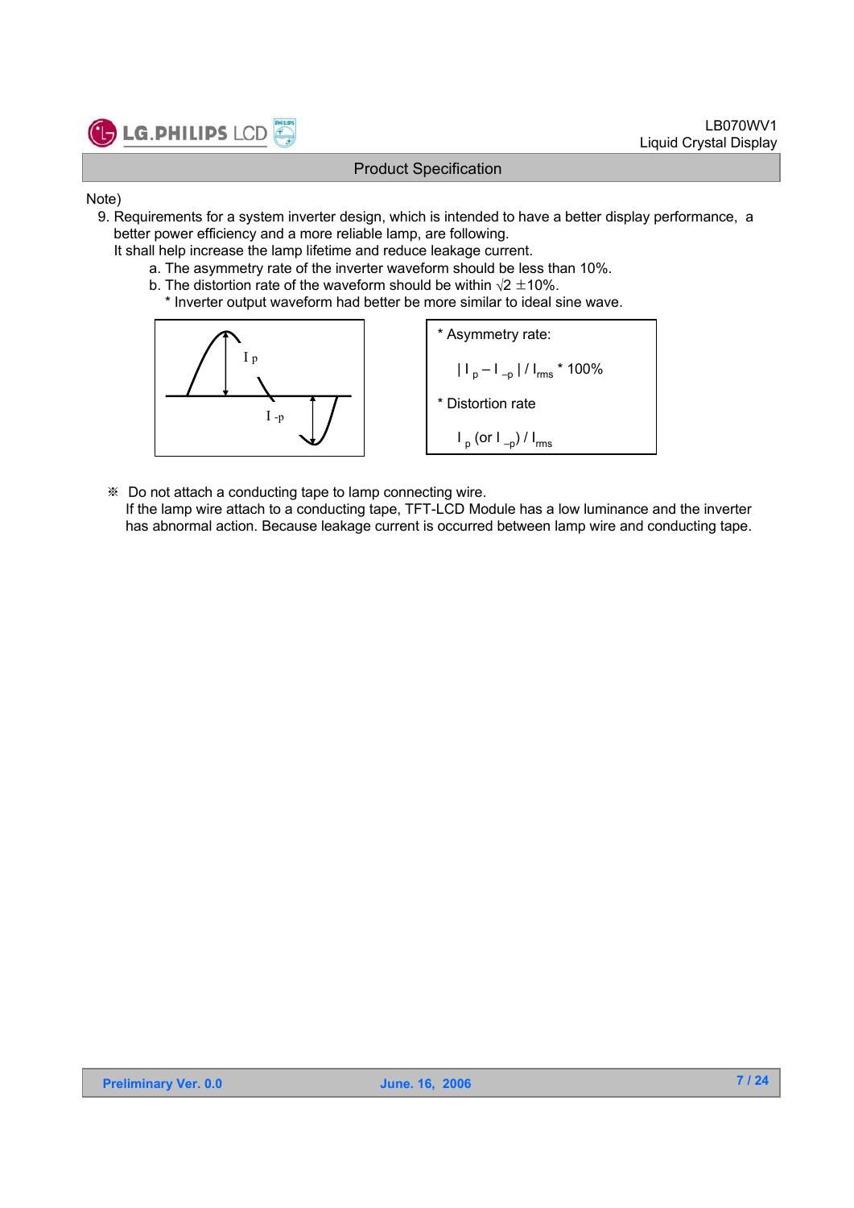Note)

9. Requirements for a system inverter design, which is intended to have a better display performance, a better power efficiency and a more reliable lamp, are following.
   It shall help increase the lamp lifetime and reduce leakage current.
   a. The asymmetry rate of the inverter waveform should be less than 10%.
   b. The distortion rate of the waveform should be within $\sqrt{2} \pm 10\%$.
      * Inverter output waveform had better be more similar to ideal sine wave.

$I_p$

$I_{-p}$

* Asymmetry rate:

  $| I_p – I_{-p} | / I_{rms}$ * 100%

* Distortion rate

  $I_p$ (or $I_{-p}$) / $I_{rms}$

※ Do not attach a conducting tape to lamp connecting wire.
If the lamp wire attach to a conducting tape, TFT-LCD Module has a low luminance and the inverter has abnormal action. Because leakage current is occurred between lamp wire and conducting tape.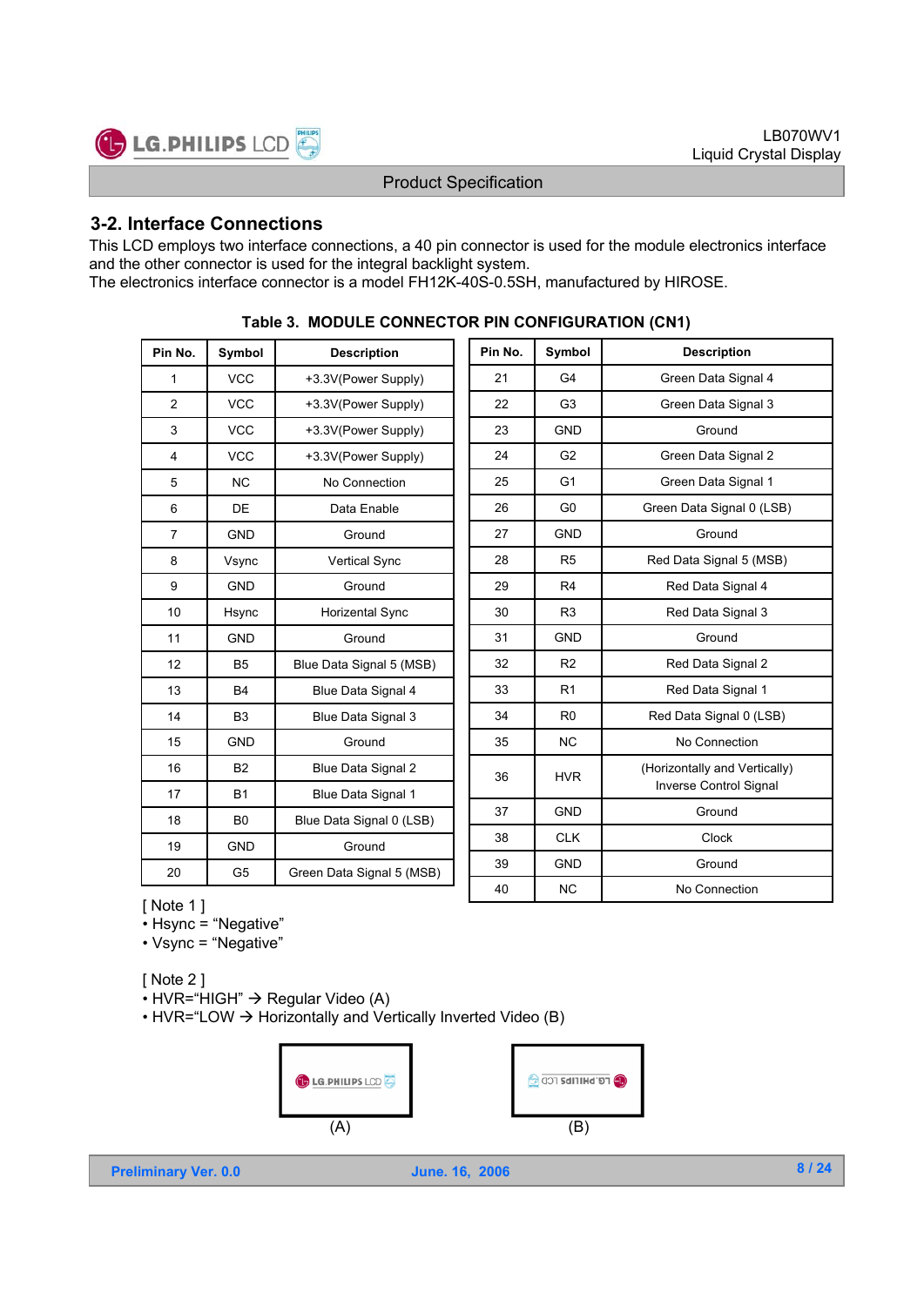## 3-2. Interface Connections

This LCD employs two interface connections, a 40 pin connector is used for the module electronics interface and the other connector is used for the integral backlight system.
The electronics interface connector is a model FH12K-40S-0.5SH, manufactured by HIROSE.

**Table 3. MODULE CONNECTOR PIN CONFIGURATION (CN1)**

| Pin No. | Symbol | Description |
|---|---|---|
| 1 | VCC | +3.3V(Power Supply) |
| 2 | VCC | +3.3V(Power Supply) |
| 3 | VCC | +3.3V(Power Supply) |
| 4 | VCC | +3.3V(Power Supply) |
| 5 | NC | No Connection |
| 6 | DE | Data Enable |
| 7 | GND | Ground |
| 8 | Vsync | Vertical Sync |
| 9 | GND | Ground |
| 10 | Hsync | Horizental Sync |
| 11 | GND | Ground |
| 12 | B5 | Blue Data Signal 5 (MSB) |
| 13 | B4 | Blue Data Signal 4 |
| 14 | B3 | Blue Data Signal 3 |
| 15 | GND | Ground |
| 16 | B2 | Blue Data Signal 2 |
| 17 | B1 | Blue Data Signal 1 |
| 18 | B0 | Blue Data Signal 0 (LSB) |
| 19 | GND | Ground |
| 20 | G5 | Green Data Signal 5 (MSB) |
| 21 | G4 | Green Data Signal 4 |
| 22 | G3 | Green Data Signal 3 |
| 23 | GND | Ground |
| 24 | G2 | Green Data Signal 2 |
| 25 | G1 | Green Data Signal 1 |
| 26 | G0 | Green Data Signal 0 (LSB) |
| 27 | GND | Ground |
| 28 | R5 | Red Data Signal 5 (MSB) |
| 29 | R4 | Red Data Signal 4 |
| 30 | R3 | Red Data Signal 3 |
| 31 | GND | Ground |
| 32 | R2 | Red Data Signal 2 |
| 33 | R1 | Red Data Signal 1 |
| 34 | R0 | Red Data Signal 0 (LSB) |
| 35 | NC | No Connection |
| 36 | HVR | (Horizontally and Vertically) Inverse Control Signal |
| 37 | GND | Ground |
| 38 | CLK | Clock |
| 39 | GND | Ground |
| 40 | NC | No Connection |

[ Note 1 ]
- Hsync = "Negative"
- Vsync = "Negative"

[ Note 2 ]
- HVR="HIGH" → Regular Video (A)
- HVR="LOW → Horizontally and Vertically Inverted Video (B)

(A) (B)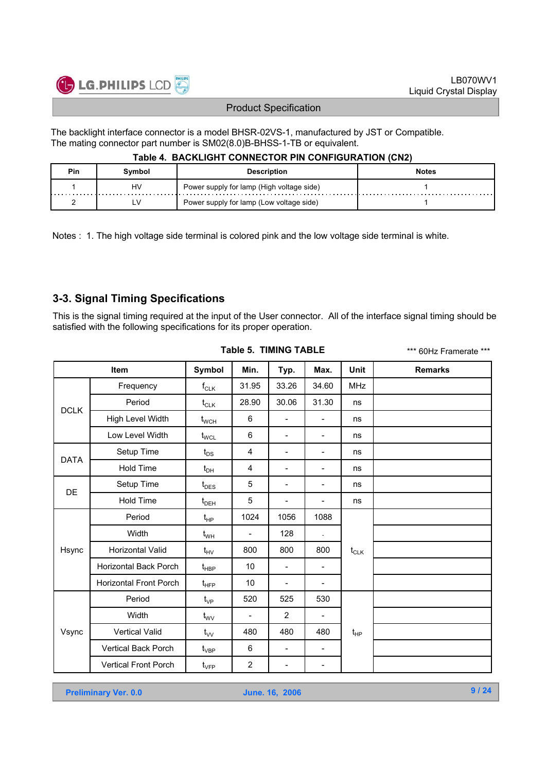The backlight interface connector is a model BHSR-02VS-1, manufactured by JST or Compatible.
The mating connector part number is SM02(8.0)B-BHSS-1-TB or equivalent.

**Table 4. BACKLIGHT CONNECTOR PIN CONFIGURATION (CN2)**

| Pin | Symbol | Description | Notes |
|---|---|---|---|
| 1 | HV | Power supply for lamp (High voltage side) | 1 |
| 2 | LV | Power supply for lamp (Low voltage side) | 1 |

Notes : 1. The high voltage side terminal is colored pink and the low voltage side terminal is white.

## 3-3. Signal Timing Specifications

This is the signal timing required at the input of the User connector. All of the interface signal timing should be satisfied with the following specifications for its proper operation.

**Table 5. TIMING TABLE** *** 60Hz Framerate ***

| Item | | Symbol | Min. | Typ. | Max. | Unit | Remarks |
|---|---|---|---|---|---|---|---|
| DCLK | Frequency | $f_{CLK}$ | 31.95 | 33.26 | 34.60 | MHz | |
| | Period | $t_{CLK}$ | 28.90 | 30.06 | 31.30 | ns | |
| | High Level Width | $t_{WCH}$ | 6 | - | - | ns | |
| | Low Level Width | $t_{WCL}$ | 6 | - | - | ns | |
| DATA | Setup Time | $t_{DS}$ | 4 | - | - | ns | |
| | Hold Time | $t_{DH}$ | 4 | - | - | ns | |
| DE | Setup Time | $t_{DES}$ | 5 | - | - | ns | |
| | Hold Time | $t_{DEH}$ | 5 | - | - | ns | |
| Hsync | Period | $t_{HP}$ | 1024 | 1056 | 1088 | $t_{CLK}$ | |
| | Width | $t_{WH}$ | - | 128 | - | | |
| | Horizontal Valid | $t_{HV}$ | 800 | 800 | 800 | | |
| | Horizontal Back Porch | $t_{HBP}$ | 10 | - | - | | |
| | Horizontal Front Porch | $t_{HFP}$ | 10 | - | - | | |
| Vsync | Period | $t_{VP}$ | 520 | 525 | 530 | $t_{HP}$ | |
| | Width | $t_{WV}$ | - | 2 | - | | |
| | Vertical Valid | $t_{VV}$ | 480 | 480 | 480 | | |
| | Vertical Back Porch | $t_{VBP}$ | 6 | - | - | | |
| | Vertical Front Porch | $t_{VFP}$ | 2 | - | - | | |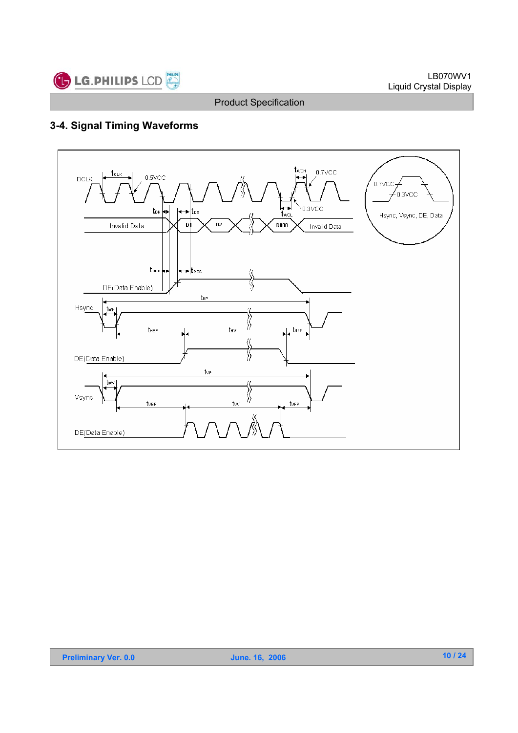## 3-4. Signal Timing Waveforms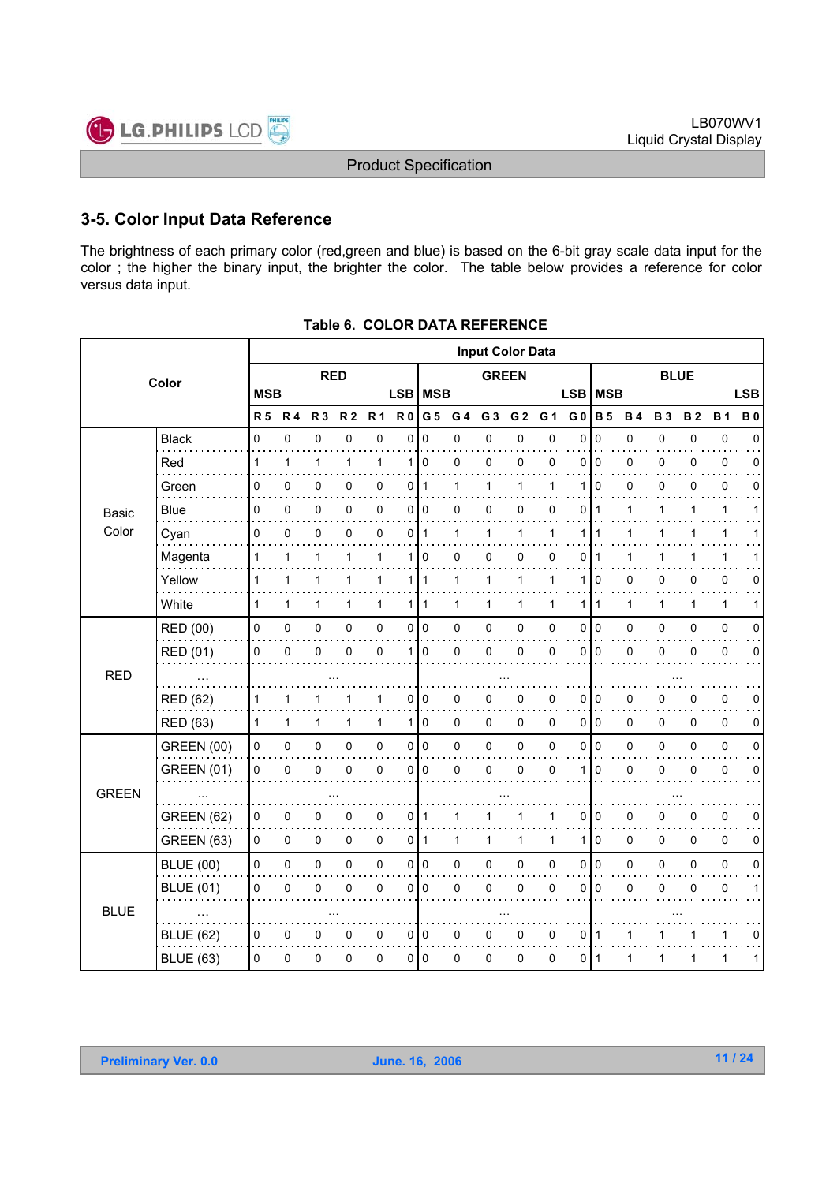## 3-5. Color Input Data Reference

The brightness of each primary color (red,green and blue) is based on the 6-bit gray scale data input for the color ; the higher the binary input, the brighter the color. The table below provides a reference for color versus data input.

**Table 6. COLOR DATA REFERENCE**

| Color | | Input Color Data | | | | | | | | | | | | | | | | | |
|---|---|---|---|---|---|---|---|---|---|---|---|---|---|---|---|---|---|---|---|
| | | RED | | | | | | GREEN | | | | | | BLUE | | | | | |
| | | MSB | | | | | LSB | MSB | | | | | LSB | MSB | | | | | LSB |
| | | R 5 | R 4 | R 3 | R 2 | R 1 | R 0 | G 5 | G 4 | G 3 | G 2 | G 1 | G 0 | B 5 | B 4 | B 3 | B 2 | B 1 | B 0 |
| Basic Color | Black | 0 | 0 | 0 | 0 | 0 | 0 | 0 | 0 | 0 | 0 | 0 | 0 | 0 | 0 | 0 | 0 | 0 | 0 |
| | Red | 1 | 1 | 1 | 1 | 1 | 1 | 0 | 0 | 0 | 0 | 0 | 0 | 0 | 0 | 0 | 0 | 0 | 0 |
| | Green | 0 | 0 | 0 | 0 | 0 | 0 | 1 | 1 | 1 | 1 | 1 | 1 | 0 | 0 | 0 | 0 | 0 | 0 |
| | Blue | 0 | 0 | 0 | 0 | 0 | 0 | 0 | 0 | 0 | 0 | 0 | 0 | 1 | 1 | 1 | 1 | 1 | 1 |
| | Cyan | 0 | 0 | 0 | 0 | 0 | 0 | 1 | 1 | 1 | 1 | 1 | 1 | 1 | 1 | 1 | 1 | 1 | 1 |
| | Magenta | 1 | 1 | 1 | 1 | 1 | 1 | 0 | 0 | 0 | 0 | 0 | 0 | 1 | 1 | 1 | 1 | 1 | 1 |
| | Yellow | 1 | 1 | 1 | 1 | 1 | 1 | 1 | 1 | 1 | 1 | 1 | 1 | 0 | 0 | 0 | 0 | 0 | 0 |
| | White | 1 | 1 | 1 | 1 | 1 | 1 | 1 | 1 | 1 | 1 | 1 | 1 | 1 | 1 | 1 | 1 | 1 | 1 |
| RED | RED (00) | 0 | 0 | 0 | 0 | 0 | 0 | 0 | 0 | 0 | 0 | 0 | 0 | 0 | 0 | 0 | 0 | 0 | 0 |
| | RED (01) | 0 | 0 | 0 | 0 | 0 | 1 | 0 | 0 | 0 | 0 | 0 | 0 | 0 | 0 | 0 | 0 | 0 | 0 |
| | ... | ... | | | | | | ... | | | | | | ... | | | | | |
| | RED (62) | 1 | 1 | 1 | 1 | 1 | 0 | 0 | 0 | 0 | 0 | 0 | 0 | 0 | 0 | 0 | 0 | 0 | 0 |
| | RED (63) | 1 | 1 | 1 | 1 | 1 | 1 | 0 | 0 | 0 | 0 | 0 | 0 | 0 | 0 | 0 | 0 | 0 | 0 |
| GREEN | GREEN (00) | 0 | 0 | 0 | 0 | 0 | 0 | 0 | 0 | 0 | 0 | 0 | 0 | 0 | 0 | 0 | 0 | 0 | 0 |
| | GREEN (01) | 0 | 0 | 0 | 0 | 0 | 0 | 0 | 0 | 0 | 0 | 0 | 1 | 0 | 0 | 0 | 0 | 0 | 0 |
| | ... | ... | | | | | | ... | | | | | | ... | | | | | |
| | GREEN (62) | 0 | 0 | 0 | 0 | 0 | 0 | 1 | 1 | 1 | 1 | 1 | 0 | 0 | 0 | 0 | 0 | 0 | 0 |
| | GREEN (63) | 0 | 0 | 0 | 0 | 0 | 0 | 1 | 1 | 1 | 1 | 1 | 1 | 0 | 0 | 0 | 0 | 0 | 0 |
| BLUE | BLUE (00) | 0 | 0 | 0 | 0 | 0 | 0 | 0 | 0 | 0 | 0 | 0 | 0 | 0 | 0 | 0 | 0 | 0 | 0 |
| | BLUE (01) | 0 | 0 | 0 | 0 | 0 | 0 | 0 | 0 | 0 | 0 | 0 | 0 | 0 | 0 | 0 | 0 | 0 | 1 |
| | ... | ... | | | | | | ... | | | | | | ... | | | | | |
| | BLUE (62) | 0 | 0 | 0 | 0 | 0 | 0 | 0 | 0 | 0 | 0 | 0 | 0 | 1 | 1 | 1 | 1 | 1 | 0 |
| | BLUE (63) | 0 | 0 | 0 | 0 | 0 | 0 | 0 | 0 | 0 | 0 | 0 | 0 | 1 | 1 | 1 | 1 | 1 | 1 |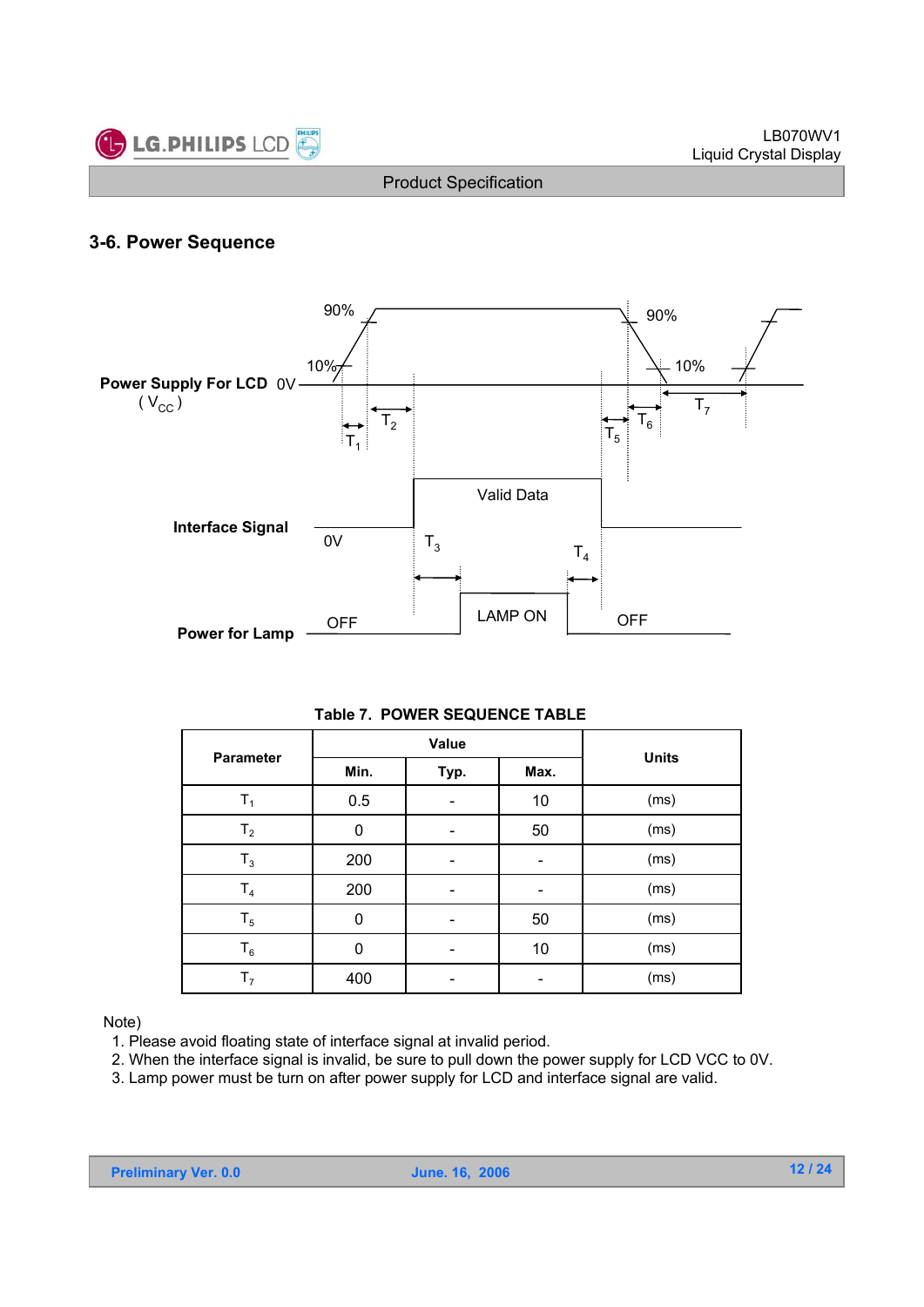## 3-6. Power Sequence

Power Supply For LCD ( $V_{CC}$ ) 0V — 10% — 90% — $T_1$ — $T_2$ — $T_5$ — $T_6$ — $T_7$

Interface Signal 0V — Valid Data — $T_3$ — $T_4$

Power for Lamp OFF — LAMP ON — OFF

**Table 7. POWER SEQUENCE TABLE**

| Parameter | Value | | | Units |
|---|---|---|---|---|
| | Min. | Typ. | Max. | |
| $T_1$ | 0.5 | - | 10 | (ms) |
| $T_2$ | 0 | - | 50 | (ms) |
| $T_3$ | 200 | - | - | (ms) |
| $T_4$ | 200 | - | - | (ms) |
| $T_5$ | 0 | - | 50 | (ms) |
| $T_6$ | 0 | - | 10 | (ms) |
| $T_7$ | 400 | - | - | (ms) |

Note)

1. Please avoid floating state of interface signal at invalid period.
2. When the interface signal is invalid, be sure to pull down the power supply for LCD VCC to 0V.
3. Lamp power must be turn on after power supply for LCD and interface signal are valid.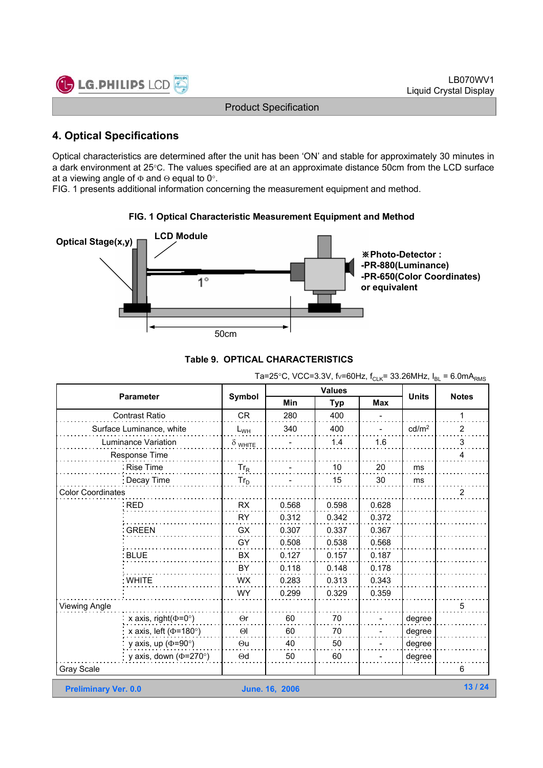## 4. Optical Specifications

Optical characteristics are determined after the unit has been 'ON' and stable for approximately 30 minutes in a dark environment at 25°C. The values specified are at an approximate distance 50cm from the LCD surface at a viewing angle of Φ and Θ equal to 0°.
FIG. 1 presents additional information concerning the measurement equipment and method.

**FIG. 1 Optical Characteristic Measurement Equipment and Method**

Optical Stage(x,y)
LCD Module
1°
50cm

※Photo-Detector :
-PR-880(Luminance)
-PR-650(Color Coordinates)
or equivalent

**Table 9. OPTICAL CHARACTERISTICS**

Ta=25°C, VCC=3.3V, fV=60Hz, $f_{CLK}$= 33.26MHz, $I_{BL}$ = 6.0$mA_{RMS}$

| Parameter | | Symbol | Values | | | Units | Notes |
|---|---|---|---|---|---|---|---|
| | | | Min | Typ | Max | | |
| Contrast Ratio | | CR | 280 | 400 | - | | 1 |
| Surface Luminance, white | | $L_{WH}$ | 340 | 400 | - | cd/m² | 2 |
| Luminance Variation | | $\delta_{WHITE}$ | - | 1.4 | 1.6 | | 3 |
| Response Time | | | | | | | 4 |
| | Rise Time | $Tr_R$ | - | 10 | 20 | ms | |
| | Decay Time | $Tr_D$ | - | 15 | 30 | ms | |
| Color Coordinates | | | | | | | 2 |
| | RED | RX | 0.568 | 0.598 | 0.628 | | |
| | | RY | 0.312 | 0.342 | 0.372 | | |
| | GREEN | GX | 0.307 | 0.337 | 0.367 | | |
| | | GY | 0.508 | 0.538 | 0.568 | | |
| | BLUE | BX | 0.127 | 0.157 | 0.187 | | |
| | | BY | 0.118 | 0.148 | 0.178 | | |
| | WHITE | WX | 0.283 | 0.313 | 0.343 | | |
| | | WY | 0.299 | 0.329 | 0.359 | | |
| Viewing Angle | | | | | | | 5 |
| | x axis, right(Φ=0°) | Θr | 60 | 70 | - | degree | |
| | x axis, left (Φ=180°) | Θl | 60 | 70 | - | degree | |
| | y axis, up (Φ=90°) | Θu | 40 | 50 | - | degree | |
| | y axis, down (Φ=270°) | Θd | 50 | 60 | - | degree | |
| Gray Scale | | | | | | | 6 |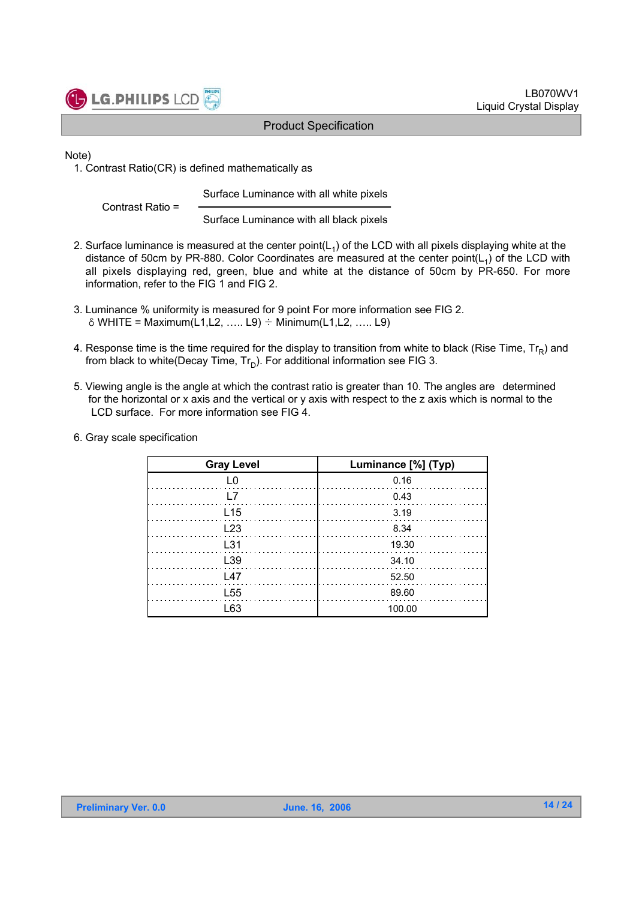Note)

1. Contrast Ratio(CR) is defined mathematically as

$$\text{Contrast Ratio} = \frac{\text{Surface Luminance with all white pixels}}{\text{Surface Luminance with all black pixels}}$$

2. Surface luminance is measured at the center point($L_1$) of the LCD with all pixels displaying white at the distance of 50cm by PR-880. Color Coordinates are measured at the center point($L_1$) of the LCD with all pixels displaying red, green, blue and white at the distance of 50cm by PR-650. For more information, refer to the FIG 1 and FIG 2.

3. Luminance % uniformity is measured for 9 point For more information see FIG 2.
   $\delta$ WHITE = Maximum(L1,L2, ….. L9) ÷ Minimum(L1,L2, ….. L9)

4. Response time is the time required for the display to transition from white to black (Rise Time, $Tr_R$) and from black to white(Decay Time, $Tr_D$). For additional information see FIG 3.

5. Viewing angle is the angle at which the contrast ratio is greater than 10. The angles are determined for the horizontal or x axis and the vertical or y axis with respect to the z axis which is normal to the LCD surface. For more information see FIG 4.

6. Gray scale specification

| Gray Level | Luminance [%] (Typ) |
|---|---|
| L0 | 0.16 |
| L7 | 0.43 |
| L15 | 3.19 |
| L23 | 8.34 |
| L31 | 19.30 |
| L39 | 34.10 |
| L47 | 52.50 |
| L55 | 89.60 |
| L63 | 100.00 |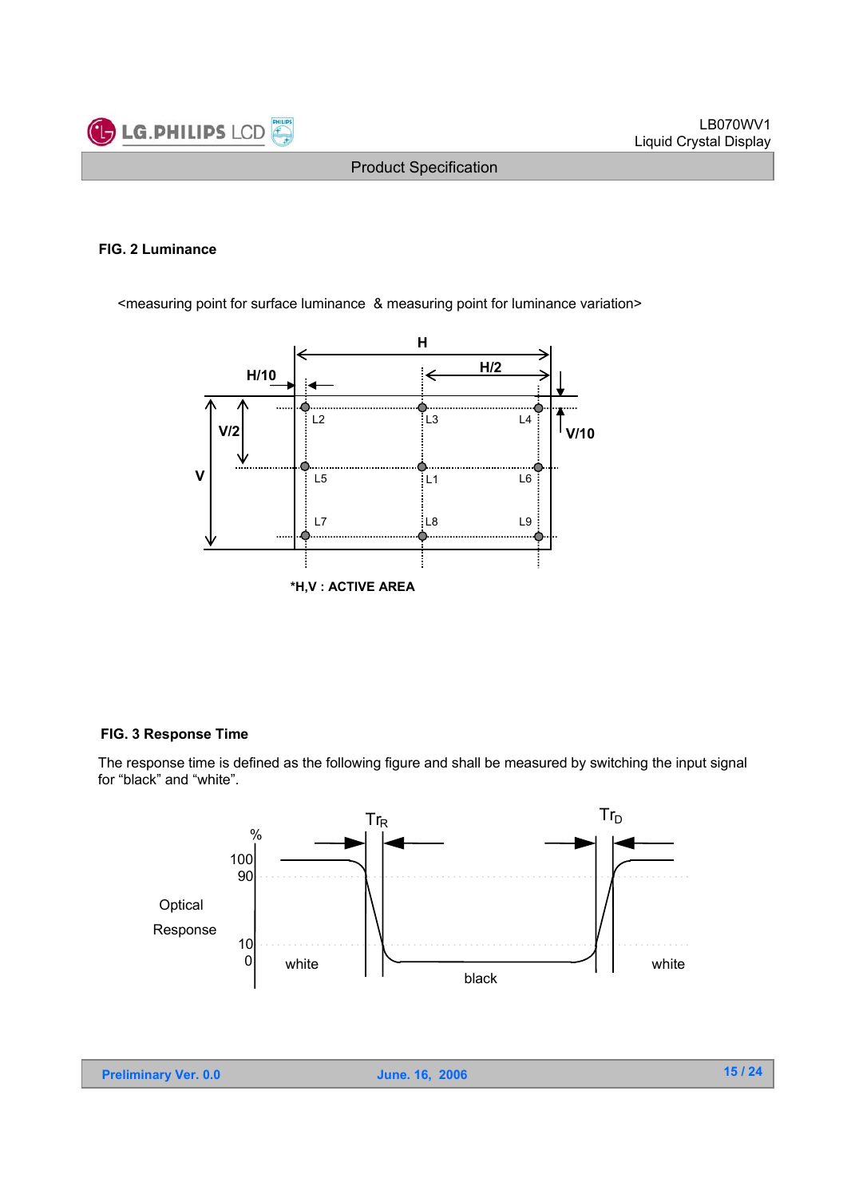**FIG. 2 Luminance**

<measuring point for surface luminance & measuring point for luminance variation>

*H,V : ACTIVE AREA

**FIG. 3 Response Time**

The response time is defined as the following figure and shall be measured by switching the input signal for “black” and “white”.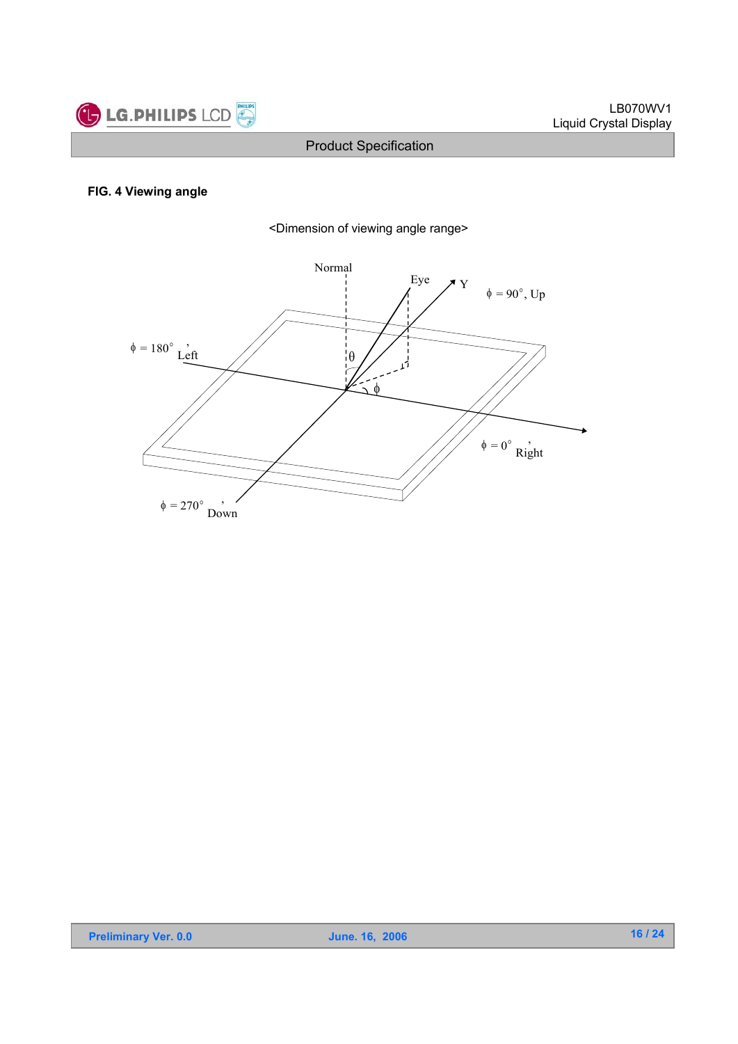**FIG. 4 Viewing angle**

<Dimension of viewing angle range>

Normal

Eye

Y

$\phi = 90°$, Up

$\phi = 180°$, Left

$\theta$

$\phi$

$\phi = 0°$, Right

$\phi = 270°$, Down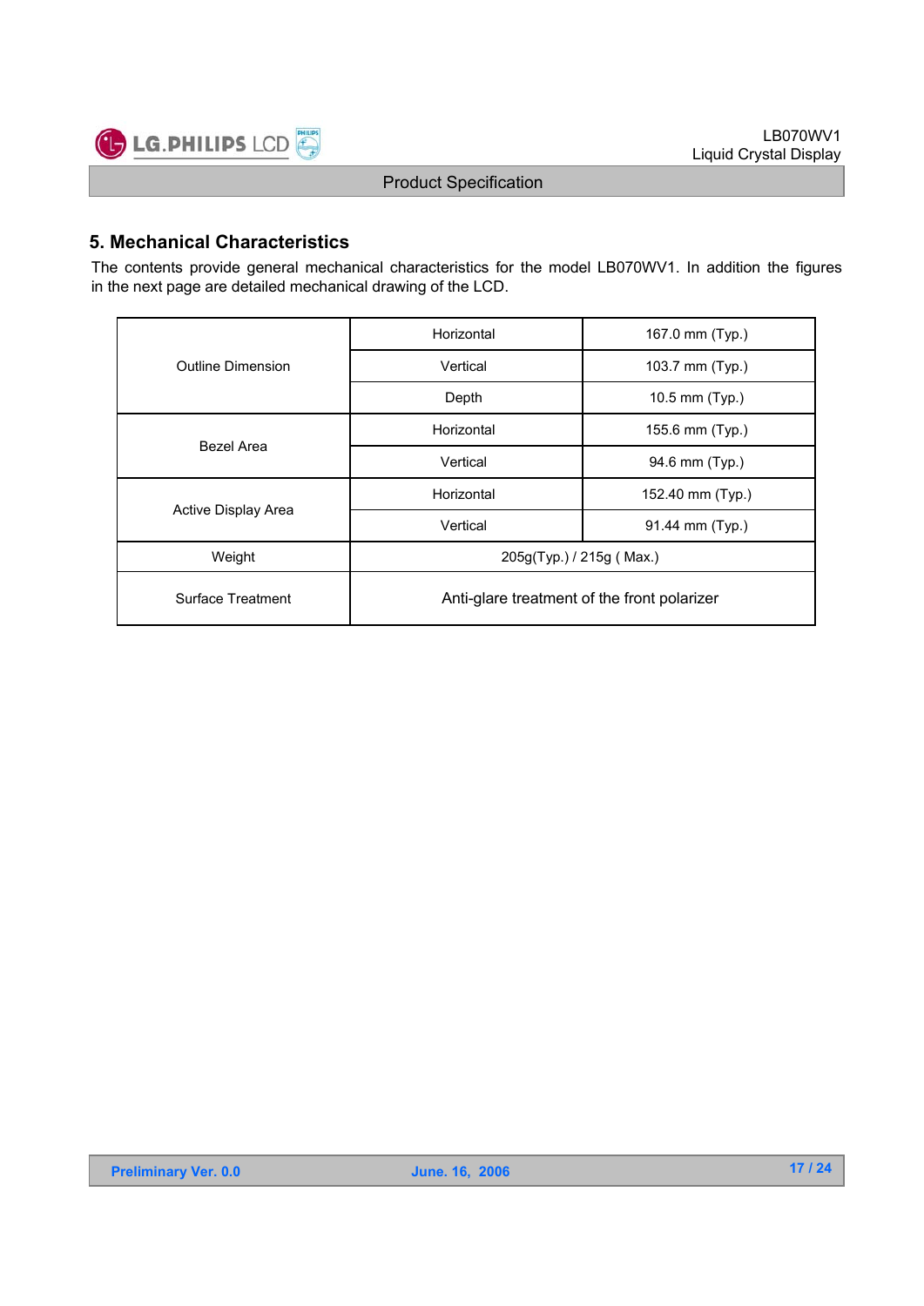## 5. Mechanical Characteristics

The contents provide general mechanical characteristics for the model LB070WV1. In addition the figures in the next page are detailed mechanical drawing of the LCD.

| | | |
|---|---|---|
| Outline Dimension | Horizontal | 167.0 mm (Typ.) |
| | Vertical | 103.7 mm (Typ.) |
| | Depth | 10.5 mm (Typ.) |
| Bezel Area | Horizontal | 155.6 mm (Typ.) |
| | Vertical | 94.6 mm (Typ.) |
| Active Display Area | Horizontal | 152.40 mm (Typ.) |
| | Vertical | 91.44 mm (Typ.) |
| Weight | 205g(Typ.) / 215g ( Max.) | |
| Surface Treatment | Anti-glare treatment of the front polarizer | |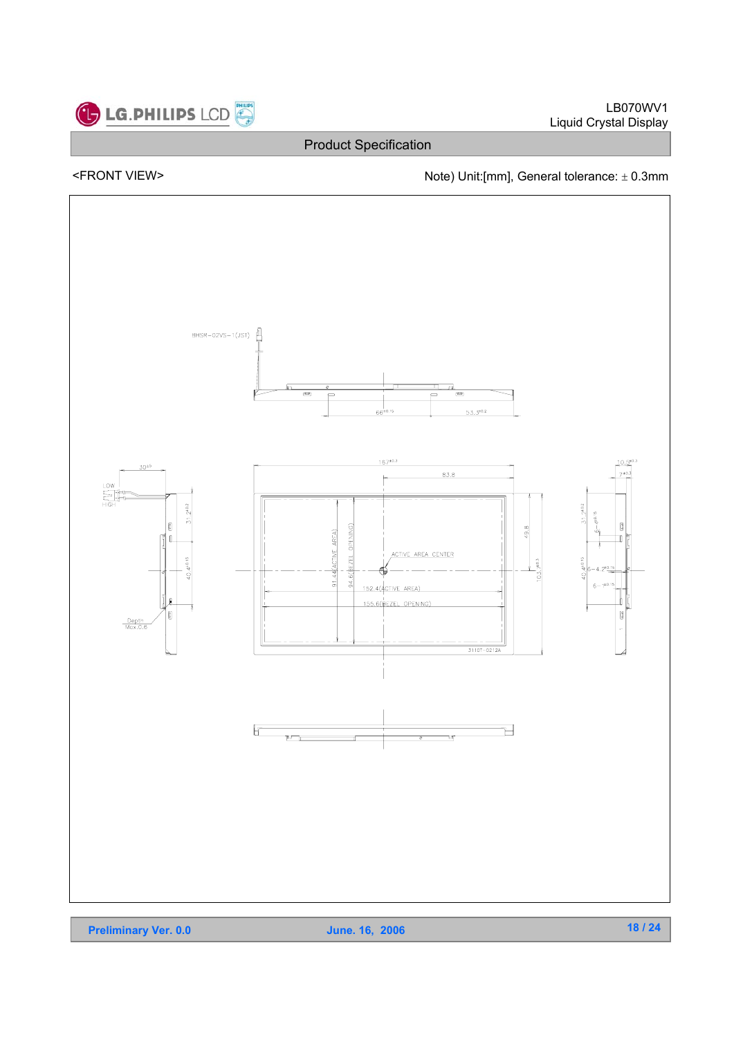<FRONT VIEW>

Note) Unit:[mm], General tolerance: ± 0.3mm

BHSR-02VS-1(JST)

$66^{\pm0.15}$

$53.3^{\pm0.2}$

$30^{\pm5}$

LOW

HIGH

$31.2^{\pm0.2}$

$40.4^{\pm0.15}$

Depth Max.0.6

$167^{\pm0.3}$

83.8

91.44(ACTIVE AREA)

94.6(BEZEL OPENING)

ACTIVE AREA CENTER

152.4(ACTIVE AREA)

155.6(BEZEL OPENING)

49.8

$103.7^{\pm0.3}$

3110T-0212A

$10.5^{\pm0.3}$

$7^{\pm0.3}$

$31.7^{\pm0.2}$

$6^{\pm0.15}$

$40.4^{\pm0.15}$

$4.7^{\pm0.15}$

$6^{\pm0.15}$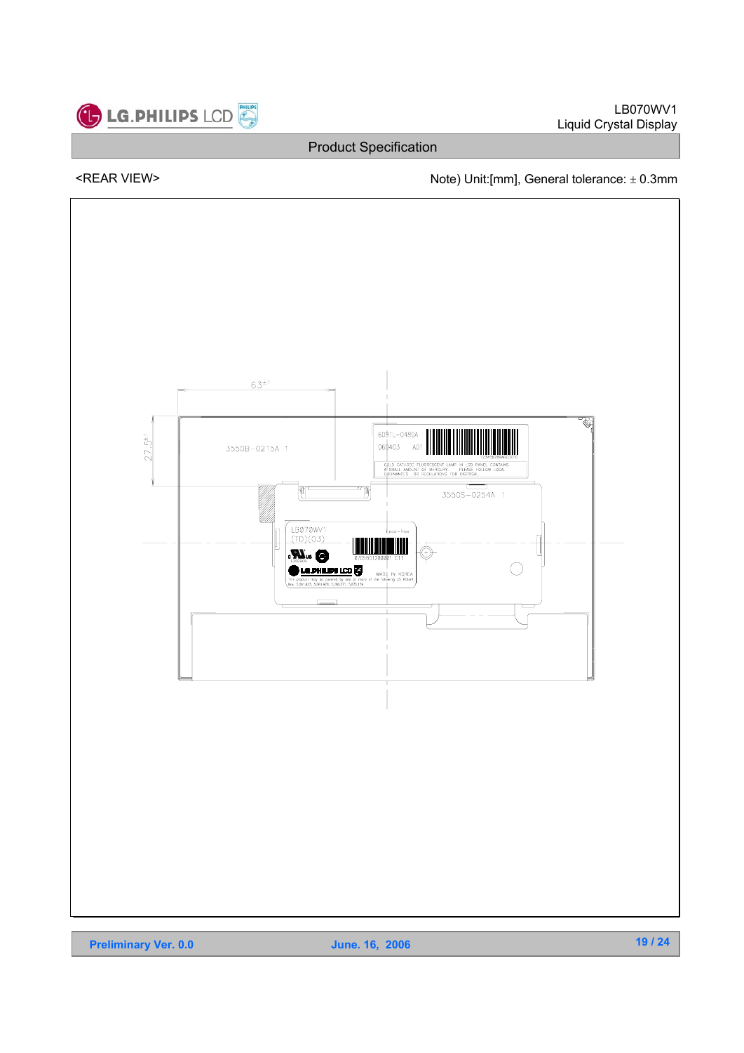<REAR VIEW>

Note) Unit:[mm], General tolerance: ± 0.3mm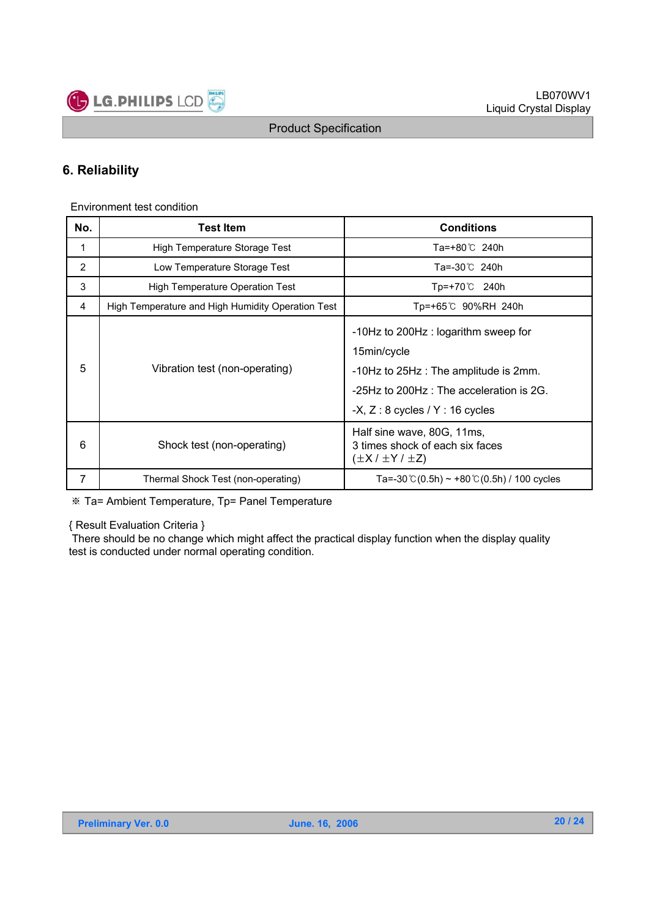## 6. Reliability

Environment test condition

| No. | Test Item | Conditions |
|---|---|---|
| 1 | High Temperature Storage Test | Ta=+80℃ 240h |
| 2 | Low Temperature Storage Test | Ta=-30℃ 240h |
| 3 | High Temperature Operation Test | Tp=+70℃ 240h |
| 4 | High Temperature and High Humidity Operation Test | Tp=+65℃ 90%RH 240h |
| 5 | Vibration test (non-operating) | -10Hz to 200Hz : logarithm sweep for 15min/cycle<br>-10Hz to 25Hz : The amplitude is 2mm.<br>-25Hz to 200Hz : The acceleration is 2G.<br>-X, Z : 8 cycles / Y : 16 cycles |
| 6 | Shock test (non-operating) | Half sine wave, 80G, 11ms,<br>3 times shock of each six faces<br>(±X / ±Y / ±Z) |
| 7 | Thermal Shock Test (non-operating) | Ta=-30℃(0.5h) ~ +80℃(0.5h) / 100 cycles |

※ Ta= Ambient Temperature, Tp= Panel Temperature

{ Result Evaluation Criteria }
There should be no change which might affect the practical display function when the display quality test is conducted under normal operating condition.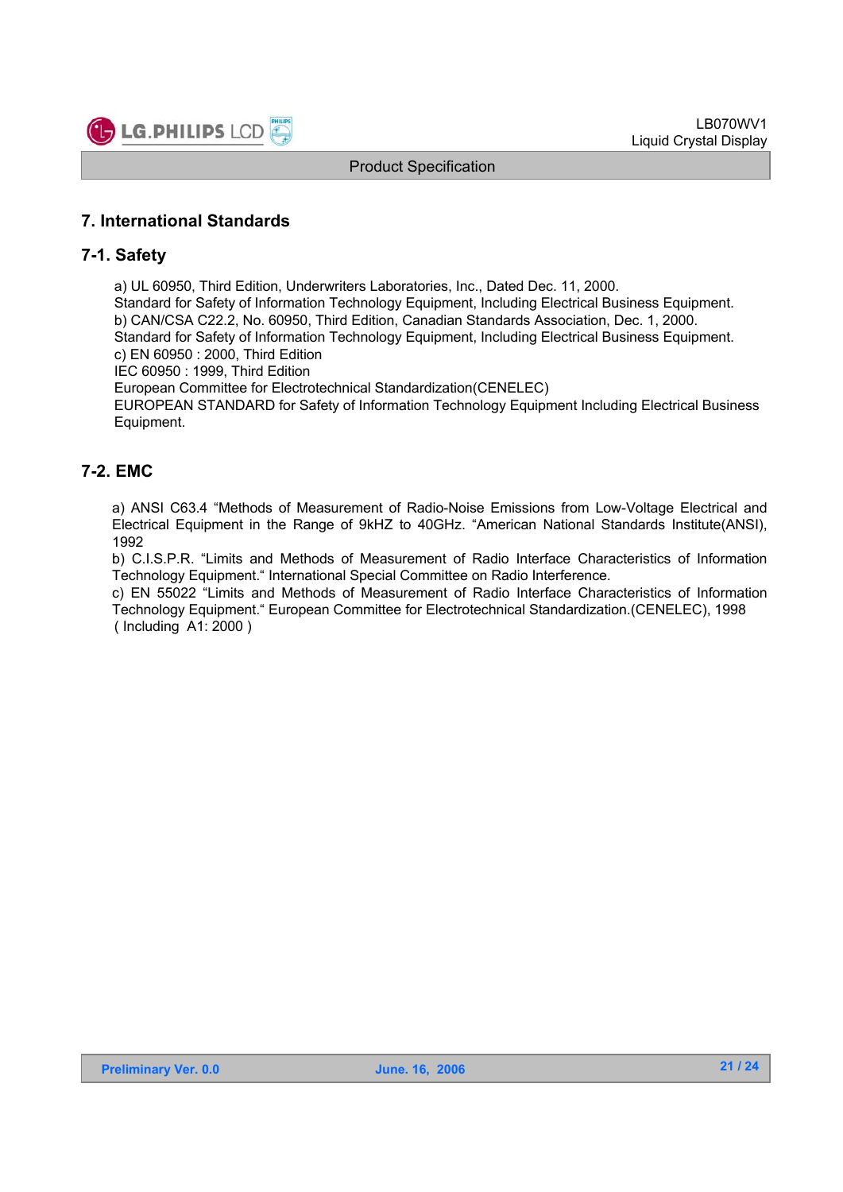## 7. International Standards

### 7-1. Safety

a) UL 60950, Third Edition, Underwriters Laboratories, Inc., Dated Dec. 11, 2000.
Standard for Safety of Information Technology Equipment, Including Electrical Business Equipment.
b) CAN/CSA C22.2, No. 60950, Third Edition, Canadian Standards Association, Dec. 1, 2000.
Standard for Safety of Information Technology Equipment, Including Electrical Business Equipment.
c) EN 60950 : 2000, Third Edition
IEC 60950 : 1999, Third Edition
European Committee for Electrotechnical Standardization(CENELEC)
EUROPEAN STANDARD for Safety of Information Technology Equipment Including Electrical Business Equipment.

### 7-2. EMC

a) ANSI C63.4 “Methods of Measurement of Radio-Noise Emissions from Low-Voltage Electrical and Electrical Equipment in the Range of 9kHZ to 40GHz. “American National Standards Institute(ANSI), 1992
b) C.I.S.P.R. “Limits and Methods of Measurement of Radio Interface Characteristics of Information Technology Equipment.“ International Special Committee on Radio Interference.
c) EN 55022 “Limits and Methods of Measurement of Radio Interface Characteristics of Information Technology Equipment.“ European Committee for Electrotechnical Standardization.(CENELEC), 1998
( Including A1: 2000 )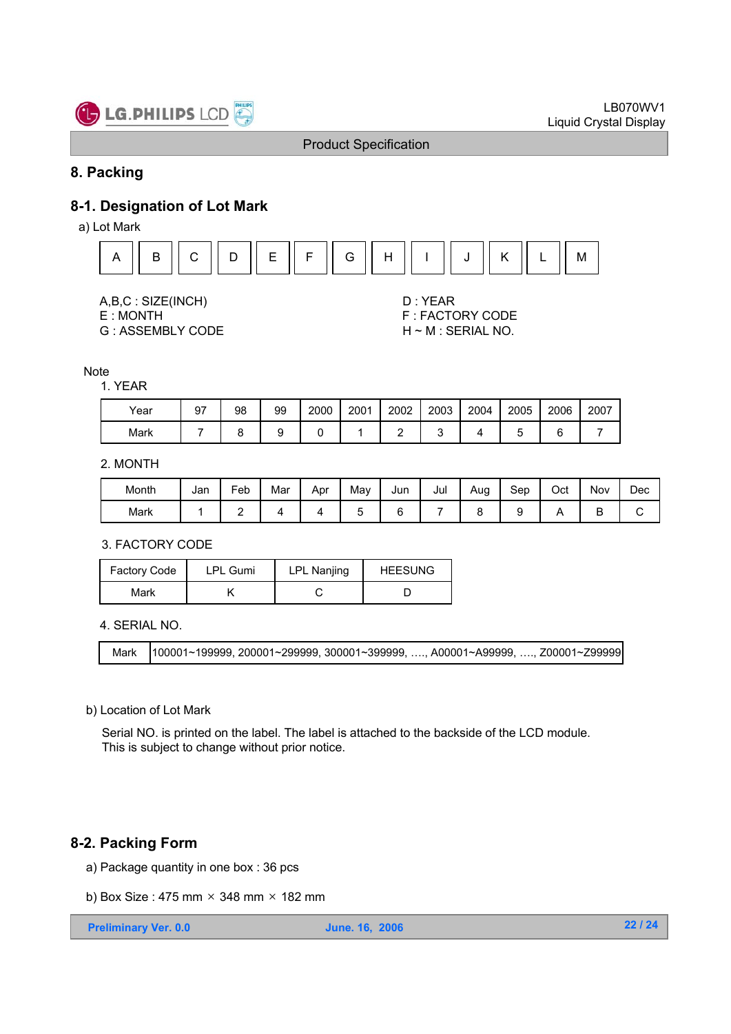## 8. Packing

### 8-1. Designation of Lot Mark

a) Lot Mark

| A | B | C | D | E | F | G | H | I | J | K | L | M |
|---|---|---|---|---|---|---|---|---|---|---|---|---|

A,B,C : SIZE(INCH)
E : MONTH
G : ASSEMBLY CODE

D : YEAR
F : FACTORY CODE
H ~ M : SERIAL NO.

Note

1. YEAR

| Year | 97 | 98 | 99 | 2000 | 2001 | 2002 | 2003 | 2004 | 2005 | 2006 | 2007 |
|---|---|---|---|---|---|---|---|---|---|---|---|
| Mark | 7 | 8 | 9 | 0 | 1 | 2 | 3 | 4 | 5 | 6 | 7 |

2. MONTH

| Month | Jan | Feb | Mar | Apr | May | Jun | Jul | Aug | Sep | Oct | Nov | Dec |
|---|---|---|---|---|---|---|---|---|---|---|---|---|
| Mark | 1 | 2 | 4 | 4 | 5 | 6 | 7 | 8 | 9 | A | B | C |

3. FACTORY CODE

| Factory Code | LPL Gumi | LPL Nanjing | HEESUNG |
|---|---|---|---|
| Mark | K | C | D |

4. SERIAL NO.

| Mark | 100001~199999, 200001~299999, 300001~399999, …., A00001~A99999, …., Z00001~Z99999 |
|---|---|

b) Location of Lot Mark

Serial NO. is printed on the label. The label is attached to the backside of the LCD module.
This is subject to change without prior notice.

### 8-2. Packing Form

a) Package quantity in one box : 36 pcs

b) Box Size : 475 mm × 348 mm × 182 mm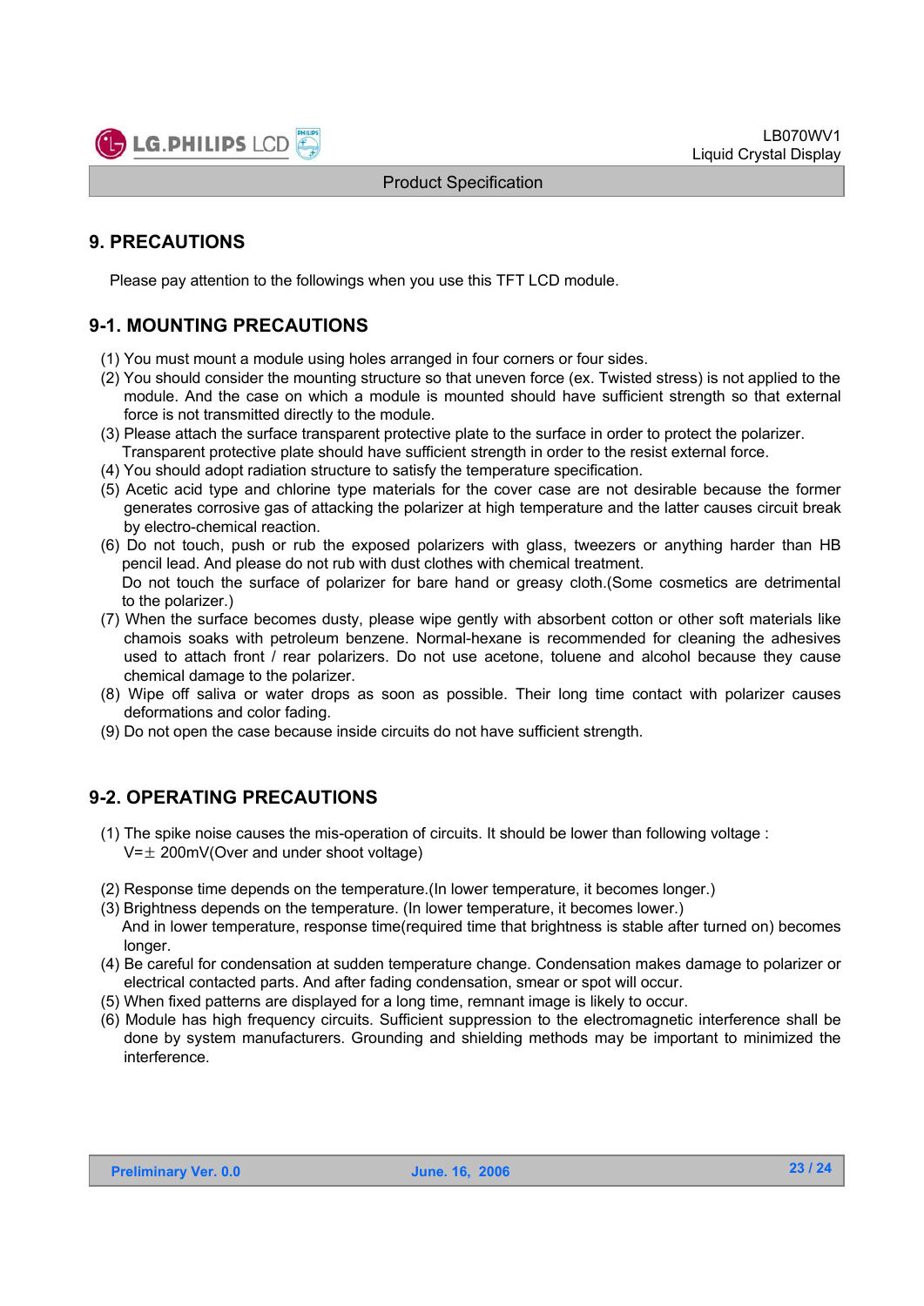## 9. PRECAUTIONS

Please pay attention to the followings when you use this TFT LCD module.

### 9-1. MOUNTING PRECAUTIONS

(1) You must mount a module using holes arranged in four corners or four sides.
(2) You should consider the mounting structure so that uneven force (ex. Twisted stress) is not applied to the module. And the case on which a module is mounted should have sufficient strength so that external force is not transmitted directly to the module.
(3) Please attach the surface transparent protective plate to the surface in order to protect the polarizer. Transparent protective plate should have sufficient strength in order to the resist external force.
(4) You should adopt radiation structure to satisfy the temperature specification.
(5) Acetic acid type and chlorine type materials for the cover case are not desirable because the former generates corrosive gas of attacking the polarizer at high temperature and the latter causes circuit break by electro-chemical reaction.
(6) Do not touch, push or rub the exposed polarizers with glass, tweezers or anything harder than HB pencil lead. And please do not rub with dust clothes with chemical treatment.
Do not touch the surface of polarizer for bare hand or greasy cloth.(Some cosmetics are detrimental to the polarizer.)
(7) When the surface becomes dusty, please wipe gently with absorbent cotton or other soft materials like chamois soaks with petroleum benzene. Normal-hexane is recommended for cleaning the adhesives used to attach front / rear polarizers. Do not use acetone, toluene and alcohol because they cause chemical damage to the polarizer.
(8) Wipe off saliva or water drops as soon as possible. Their long time contact with polarizer causes deformations and color fading.
(9) Do not open the case because inside circuits do not have sufficient strength.

### 9-2. OPERATING PRECAUTIONS

(1) The spike noise causes the mis-operation of circuits. It should be lower than following voltage :
V=± 200mV(Over and under shoot voltage)

(2) Response time depends on the temperature.(In lower temperature, it becomes longer.)
(3) Brightness depends on the temperature. (In lower temperature, it becomes lower.)
And in lower temperature, response time(required time that brightness is stable after turned on) becomes longer.
(4) Be careful for condensation at sudden temperature change. Condensation makes damage to polarizer or electrical contacted parts. And after fading condensation, smear or spot will occur.
(5) When fixed patterns are displayed for a long time, remnant image is likely to occur.
(6) Module has high frequency circuits. Sufficient suppression to the electromagnetic interference shall be done by system manufacturers. Grounding and shielding methods may be important to minimized the interference.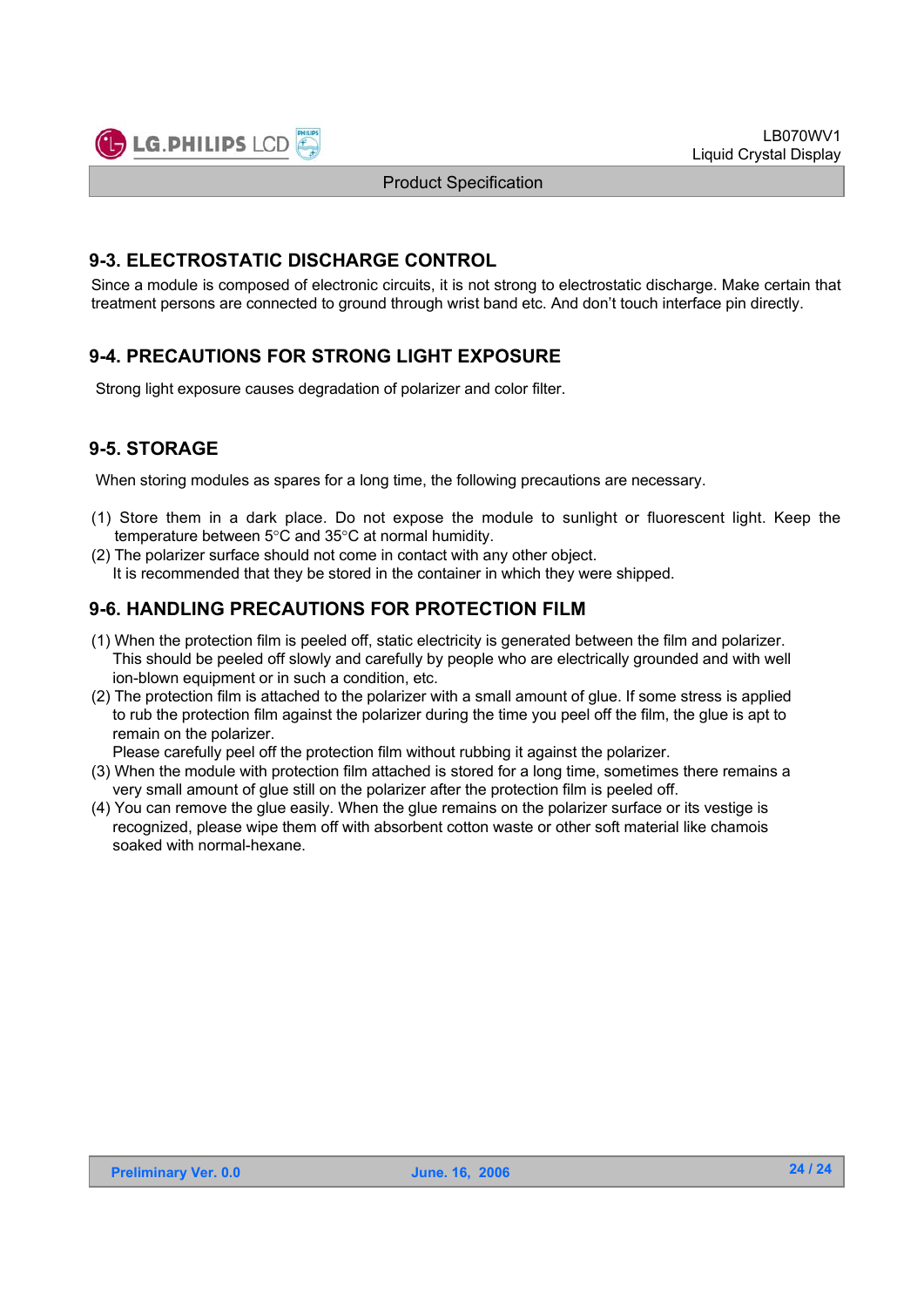## 9-3. ELECTROSTATIC DISCHARGE CONTROL

Since a module is composed of electronic circuits, it is not strong to electrostatic discharge. Make certain that treatment persons are connected to ground through wrist band etc. And don't touch interface pin directly.

## 9-4. PRECAUTIONS FOR STRONG LIGHT EXPOSURE

Strong light exposure causes degradation of polarizer and color filter.

## 9-5. STORAGE

When storing modules as spares for a long time, the following precautions are necessary.

(1) Store them in a dark place. Do not expose the module to sunlight or fluorescent light. Keep the temperature between 5°C and 35°C at normal humidity.
(2) The polarizer surface should not come in contact with any other object.
It is recommended that they be stored in the container in which they were shipped.

## 9-6. HANDLING PRECAUTIONS FOR PROTECTION FILM

(1) When the protection film is peeled off, static electricity is generated between the film and polarizer. This should be peeled off slowly and carefully by people who are electrically grounded and with well ion-blown equipment or in such a condition, etc.
(2) The protection film is attached to the polarizer with a small amount of glue. If some stress is applied to rub the protection film against the polarizer during the time you peel off the film, the glue is apt to remain on the polarizer.
Please carefully peel off the protection film without rubbing it against the polarizer.
(3) When the module with protection film attached is stored for a long time, sometimes there remains a very small amount of glue still on the polarizer after the protection film is peeled off.
(4) You can remove the glue easily. When the glue remains on the polarizer surface or its vestige is recognized, please wipe them off with absorbent cotton waste or other soft material like chamois soaked with normal-hexane.